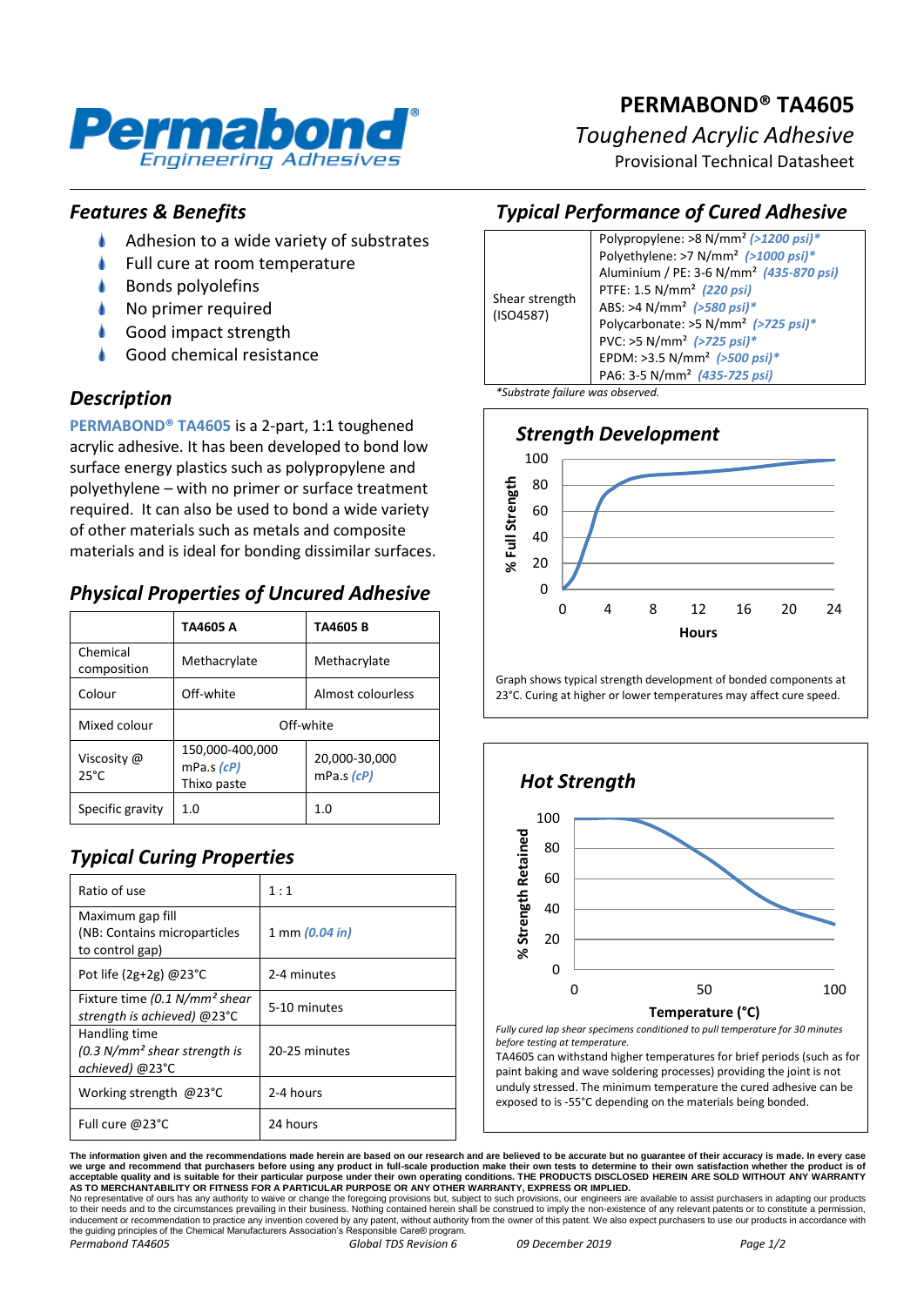# PERMABOND® TA4605

*Toughened Acrylic Adhesive*

Provisional Technical Datasheet

## *Features & Benefits*

- Adhesion to a wide variety of substrates
- Full cure at room temperature
- Bonds polyolefins
- No primer required
- Good impact strength
- Good chemical resistance

## *Description*

**PERMABOND® TA4605** is a 2-part, 1:1 toughened acrylic adhesive. It has been developed to bond low surface energy plastics such as polypropylene and polyethylene – with no primer or surface treatment required. It can also be used to bond a wide variety of other materials such as metals and composite materials and is ideal for bonding dissimilar surfaces.

## *Physical Properties of Uncured Adhesive*

| | TA4605 A | TA4605 B |
|---|---|---|
| Chemical composition | Methacrylate | Methacrylate |
| Colour | Off-white | Almost colourless |
| Mixed colour | Off-white | |
| Viscosity @ 25°C | 150,000-400,000 mPa.s *(cP)* Thixo paste | 20,000-30,000 mPa.s *(cP)* |
| Specific gravity | 1.0 | 1.0 |

## *Typical Curing Properties*

| | |
|---|---|
| Ratio of use | 1 : 1 |
| Maximum gap fill (NB: Contains microparticles to control gap) | 1 mm *(0.04 in)* |
| Pot life (2g+2g) @23°C | 2-4 minutes |
| Fixture time *(0.1 N/mm² shear strength is achieved)* @23°C | 5-10 minutes |
| Handling time *(0.3 N/mm² shear strength is achieved)* @23°C | 20-25 minutes |
| Working strength @23°C | 2-4 hours |
| Full cure @23°C | 24 hours |

## *Typical Performance of Cured Adhesive*

| | |
|---|---|
| Shear strength (ISO4587) | Polypropylene: >8 N/mm² *(>1200 psi)\** <br> Polyethylene: >7 N/mm² *(>1000 psi)\** <br> Aluminium / PE: 3-6 N/mm² *(435-870 psi)* <br> PTFE: 1.5 N/mm² *(220 psi)* <br> ABS: >4 N/mm² *(>580 psi)\** <br> Polycarbonate: >5 N/mm² *(>725 psi)\** <br> PVC: >5 N/mm² *(>725 psi)\** <br> EPDM: >3.5 N/mm² *(>500 psi)\** <br> PA6: 3-5 N/mm² *(435-725 psi)* |

*\*Substrate failure was observed.*

## *Strength Development*

Graph shows typical strength development of bonded components at 23°C. Curing at higher or lower temperatures may affect cure speed.

## *Hot Strength*

*Fully cured lap shear specimens conditioned to pull temperature for 30 minutes before testing at temperature.*

TA4605 can withstand higher temperatures for brief periods (such as for paint baking and wave soldering processes) providing the joint is not unduly stressed. The minimum temperature the cured adhesive can be exposed to is -55°C depending on the materials being bonded.

**The information given and the recommendations made herein are based on our research and are believed to be accurate but no guarantee of their accuracy is made. In every case we urge and recommend that purchasers before using any product in full-scale production make their own tests to determine to their own satisfaction whether the product is of acceptable quality and is suitable for their particular purpose under their own operating conditions. THE PRODUCTS DISCLOSED HEREIN ARE SOLD WITHOUT ANY WARRANTY AS TO MERCHANTABILITY OR FITNESS FOR A PARTICULAR PURPOSE OR ANY OTHER WARRANTY, EXPRESS OR IMPLIED.**

No representative of ours has any authority to waive or change the foregoing provisions but, subject to such provisions, our engineers are available to assist purchasers in adapting our products to their needs and to the circumstances prevailing in their business. Nothing contained herein shall be construed to imply the non-existence of any relevant patents or to constitute a permission, inducement or recommendation to practice any invention covered by any patent, without authority from the owner of this patent. We also expect purchasers to use our products in accordance with the guiding principles of the Chemical Manufacturers Association's Responsible Care® program.

*Permabond TA4605* *Global TDS Revision 6* *09 December 2019*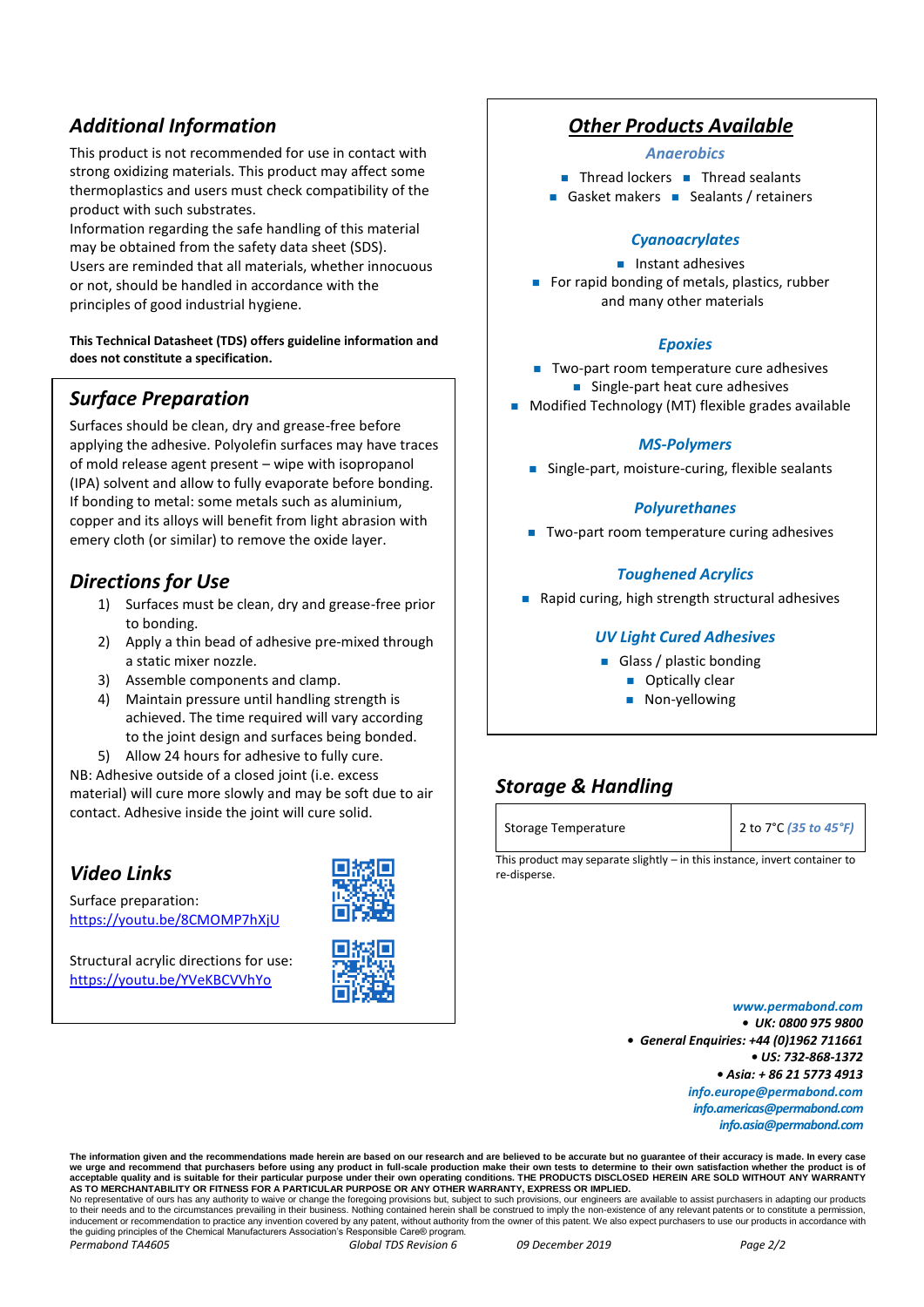## Additional Information

This product is not recommended for use in contact with strong oxidizing materials. This product may affect some thermoplastics and users must check compatibility of the product with such substrates.

Information regarding the safe handling of this material may be obtained from the safety data sheet (SDS).

Users are reminded that all materials, whether innocuous or not, should be handled in accordance with the principles of good industrial hygiene.

**This Technical Datasheet (TDS) offers guideline information and does not constitute a specification.**

## Surface Preparation

Surfaces should be clean, dry and grease-free before applying the adhesive. Polyolefin surfaces may have traces of mold release agent present – wipe with isopropanol (IPA) solvent and allow to fully evaporate before bonding. If bonding to metal: some metals such as aluminium, copper and its alloys will benefit from light abrasion with emery cloth (or similar) to remove the oxide layer.

## Directions for Use

1) Surfaces must be clean, dry and grease-free prior to bonding.
2) Apply a thin bead of adhesive pre-mixed through a static mixer nozzle.
3) Assemble components and clamp.
4) Maintain pressure until handling strength is achieved. The time required will vary according to the joint design and surfaces being bonded.
5) Allow 24 hours for adhesive to fully cure.

NB: Adhesive outside of a closed joint (i.e. excess material) will cure more slowly and may be soft due to air contact. Adhesive inside the joint will cure solid.

## Video Links

Surface preparation:
https://youtu.be/8CMOMP7hXjU

Structural acrylic directions for use:
https://youtu.be/YVeKBCVVhYo

## Other Products Available

### Anaerobics

- Thread lockers
- Thread sealants
- Gasket makers
- Sealants / retainers

### Cyanoacrylates

- Instant adhesives
- For rapid bonding of metals, plastics, rubber and many other materials

### Epoxies

- Two-part room temperature cure adhesives
- Single-part heat cure adhesives
- Modified Technology (MT) flexible grades available

### MS-Polymers

- Single-part, moisture-curing, flexible sealants

### Polyurethanes

- Two-part room temperature curing adhesives

### Toughened Acrylics

- Rapid curing, high strength structural adhesives

### UV Light Cured Adhesives

- Glass / plastic bonding
- Optically clear
- Non-yellowing

## Storage & Handling

| | |
|---|---|
| Storage Temperature | 2 to 7°C *(35 to 45°F)* |

This product may separate slightly – in this instance, invert container to re-disperse.

*www.permabond.com*
**• UK: 0800 975 9800**
**• General Enquiries: +44 (0)1962 711661**
**• US: 732-868-1372**
**• Asia: + 86 21 5773 4913**
*info.europe@permabond.com*
*info.americas@permabond.com*
*info.asia@permabond.com*

**The information given and the recommendations made herein are based on our research and are believed to be accurate but no guarantee of their accuracy is made. In every case we urge and recommend that purchasers before using any product in full-scale production make their own tests to determine to their own satisfaction whether the product is of acceptable quality and is suitable for their particular purpose under their own operating conditions. THE PRODUCTS DISCLOSED HEREIN ARE SOLD WITHOUT ANY WARRANTY AS TO MERCHANTABILITY OR FITNESS FOR A PARTICULAR PURPOSE OR ANY OTHER WARRANTY, EXPRESS OR IMPLIED.**

No representative of ours has any authority to waive or change the foregoing provisions but, subject to such provisions, our engineers are available to assist purchasers in adapting our products to their needs and to the circumstances prevailing in their business. Nothing contained herein shall be construed to imply the non-existence of any relevant patents or to constitute a permission, inducement or recommendation to practice any invention covered by any patent, without authority from the owner of this patent. We also expect purchasers to use our products in accordance with the guiding principles of the Chemical Manufacturers Association's Responsible Care® program.

*Permabond TA4605* *Global TDS Revision 6* *09 December 2019*